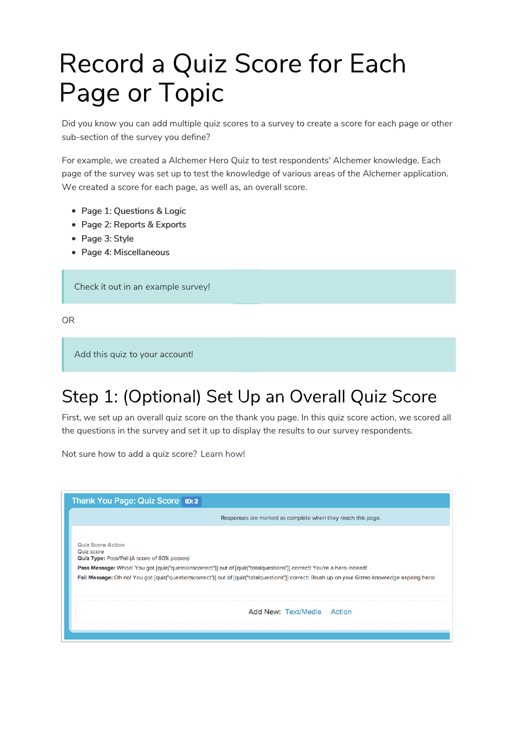# Record a Quiz Score for Each Page or Topic

Did you know you can add multiple quiz scores to a survey to create a score for each page or other sub-section of the survey you define?

For example, we created a Alchemer Hero Quiz to test respondents' Alchemer knowledge. Each page of the survey was set up to test the knowledge of various areas of the Alchemer application. We created a score for each page, as well as, an overall score.

- Page 1: Questions & Logic
- Page 2: Reports & Exports
- Page 3: Style
- Page 4: Miscellaneous

> Check it out in an example survey!

OR

> Add this quiz to your account!

## Step 1: (Optional) Set Up an Overall Quiz Score

First, we set up an overall quiz score on the thank you page. In this quiz score action, we scored all the questions in the survey and set it up to display the results to our survey respondents.

Not sure how to add a quiz score? Learn how!

Thank You Page: Quiz Score ID: 2

Responses are marked as complete when they reach this page.

Quiz Score Action
Quiz score
**Quiz Type:** Pass/Fail (A score of 80% passes)
**Pass Message:** Whoa! You got [quiz("questionscorrect")] out of [quiz("totalquestions")] correct! You're a hero indeed!
**Fail Message:** Oh no! You got [quiz("questionscorrect")] out of [quiz("totalquestions")] correct! Brush up on your Gizmo knowledge aspiring hero!

Add New: Text/Media | Action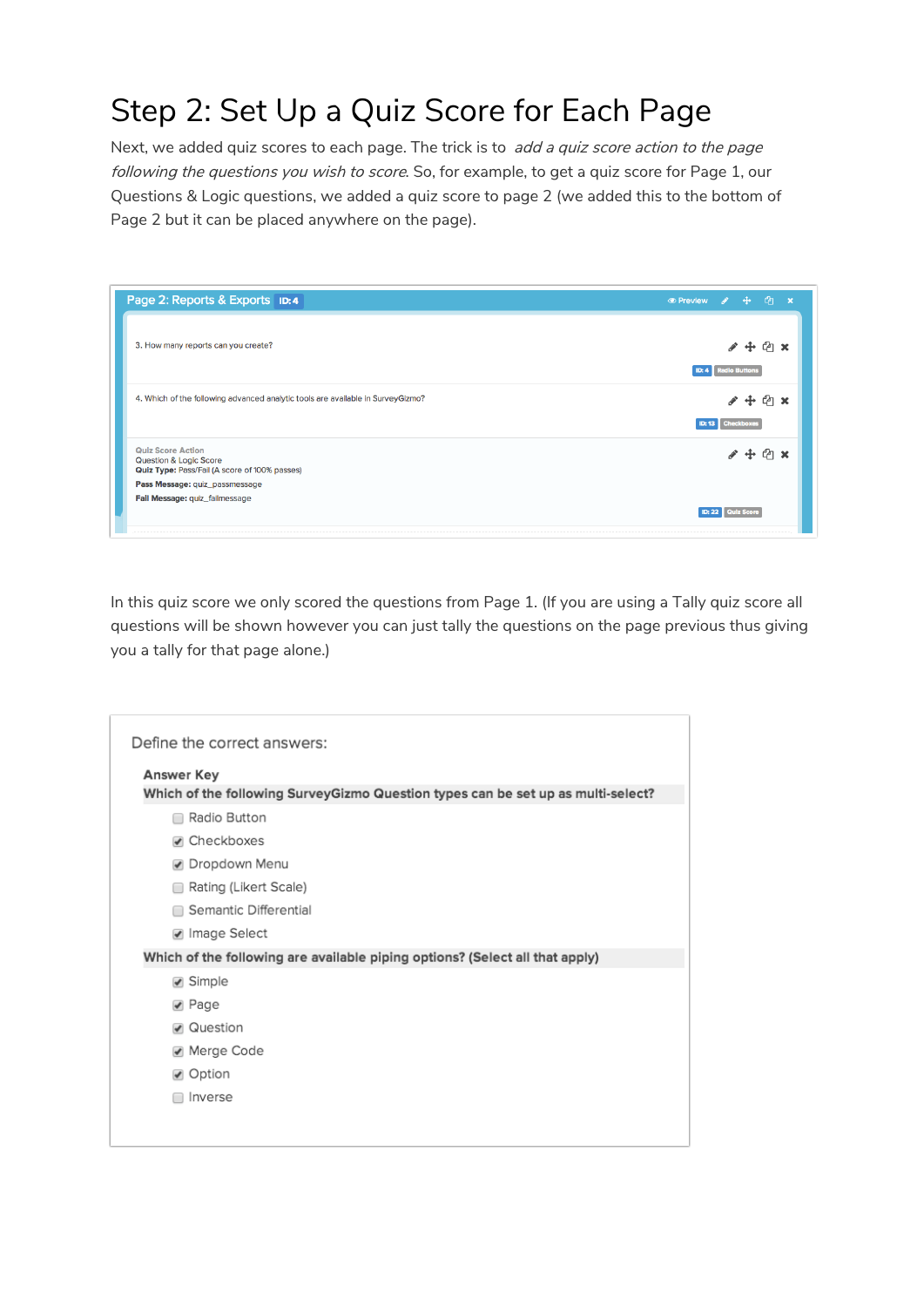# Step 2: Set Up a Quiz Score for Each Page

Next, we added quiz scores to each page. The trick is to *add a quiz score action to the page following the questions you wish to score*. So, for example, to get a quiz score for Page 1, our Questions & Logic questions, we added a quiz score to page 2 (we added this to the bottom of Page 2 but it can be placed anywhere on the page).

Page 2: Reports & Exports ID: 4

3. How many reports can you create?

ID: 4 Radio Buttons

4. Which of the following advanced analytic tools are available in SurveyGizmo?

ID: 13 Checkboxes

Quiz Score Action
Question & Logic Score
**Quiz Type:** Pass/Fail (A score of 100% passes)
**Pass Message:** quiz_passmessage
**Fail Message:** quiz_failmessage

ID: 22 Quiz Score

In this quiz score we only scored the questions from Page 1. (If you are using a Tally quiz score all questions will be shown however you can just tally the questions on the page previous thus giving you a tally for that page alone.)

Define the correct answers:

**Answer Key**

**Which of the following SurveyGizmo Question types can be set up as multi-select?**

- [ ] Radio Button
- [x] Checkboxes
- [x] Dropdown Menu
- [ ] Rating (Likert Scale)
- [ ] Semantic Differential
- [x] Image Select

**Which of the following are available piping options? (Select all that apply)**

- [x] Simple
- [x] Page
- [x] Question
- [x] Merge Code
- [x] Option
- [ ] Inverse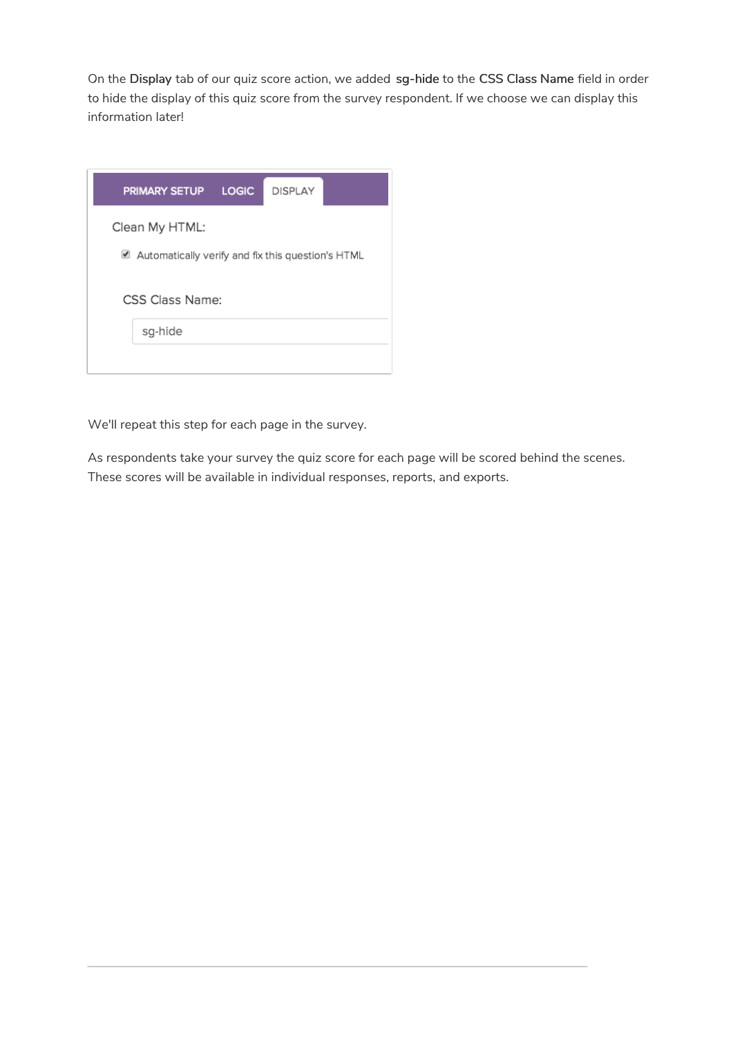On the **Display** tab of our quiz score action, we added **sg-hide** to the **CSS Class Name** field in order to hide the display of this quiz score from the survey respondent. If we choose we can display this information later!

PRIMARY SETUP LOGIC DISPLAY

Clean My HTML:

☑ Automatically verify and fix this question's HTML

CSS Class Name:

sg-hide

We'll repeat this step for each page in the survey.

As respondents take your survey the quiz score for each page will be scored behind the scenes. These scores will be available in individual responses, reports, and exports.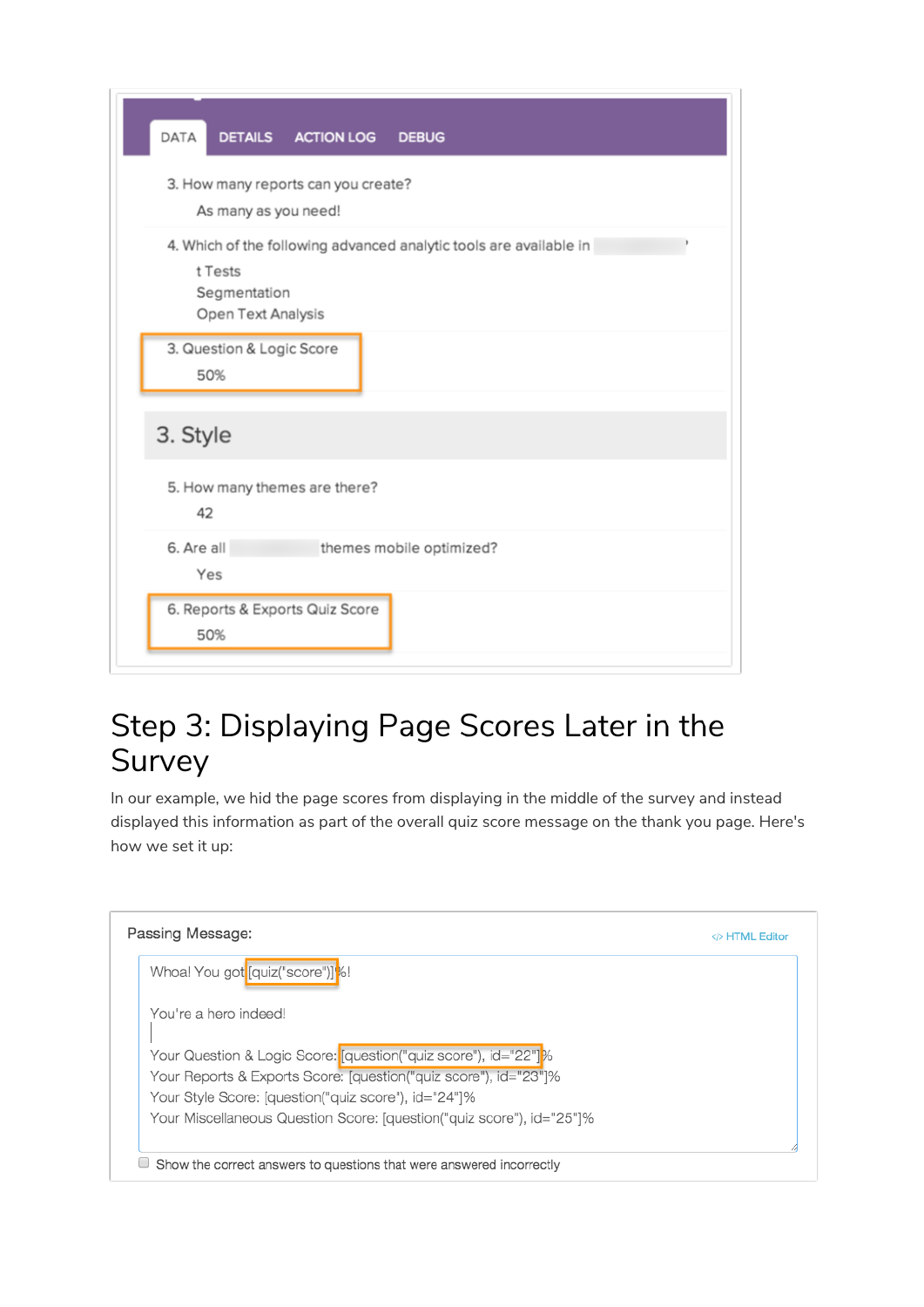DATA DETAILS ACTION LOG DEBUG

3. How many reports can you create?

As many as you need!

4. Which of the following advanced analytic tools are available in

t Tests
Segmentation
Open Text Analysis

3. Question & Logic Score

50%

3. Style

5. How many themes are there?

42

6. Are all themes mobile optimized?

Yes

6. Reports & Exports Quiz Score

50%

# Step 3: Displaying Page Scores Later in the Survey

In our example, we hid the page scores from displaying in the middle of the survey and instead displayed this information as part of the overall quiz score message on the thank you page. Here's how we set it up:

Passing Message:

HTML Editor

```
Whoa! You got [quiz("score")]%!

You're a hero indeed!

Your Question & Logic Score: [question("quiz score"), id="22"]%
Your Reports & Exports Score: [question("quiz score"), id="23"]%
Your Style Score: [question("quiz score"), id="24"]%
Your Miscellaneous Question Score: [question("quiz score"), id="25"]%
```

Show the correct answers to questions that were answered incorrectly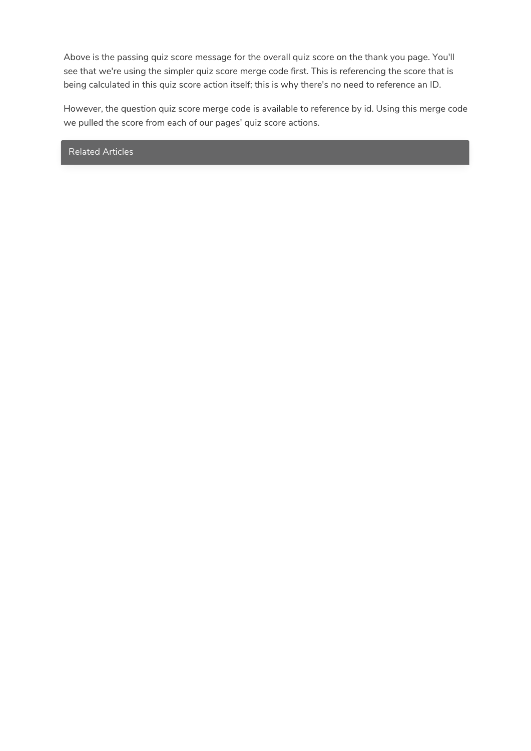Above is the passing quiz score message for the overall quiz score on the thank you page. You'll see that we're using the simpler quiz score merge code first. This is referencing the score that is being calculated in this quiz score action itself; this is why there's no need to reference an ID.

However, the question quiz score merge code is available to reference by id. Using this merge code we pulled the score from each of our pages' quiz score actions.

## Related Articles